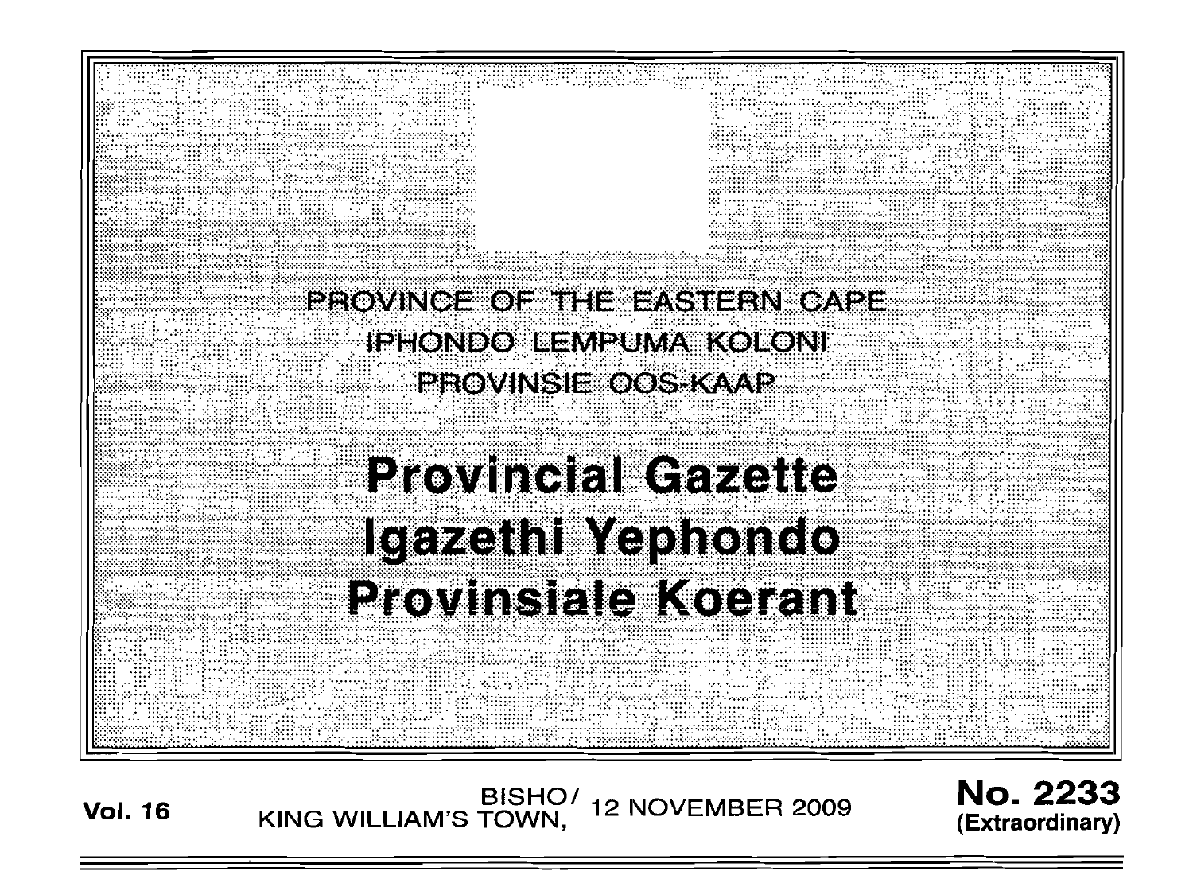PROVINCE OF THE EASTERN CAPE

IPHONDO LEMPUMA KOLONI

PROVINSIE OOS-KAAP

# Provincial Gazette
# Igazethi Yephondo
# Provinsiale Koerant

**Vol. 16** BISHO/ KING WILLIAM'S TOWN, 12 NOVEMBER 2009 **No. 2233 (Extraordinary)**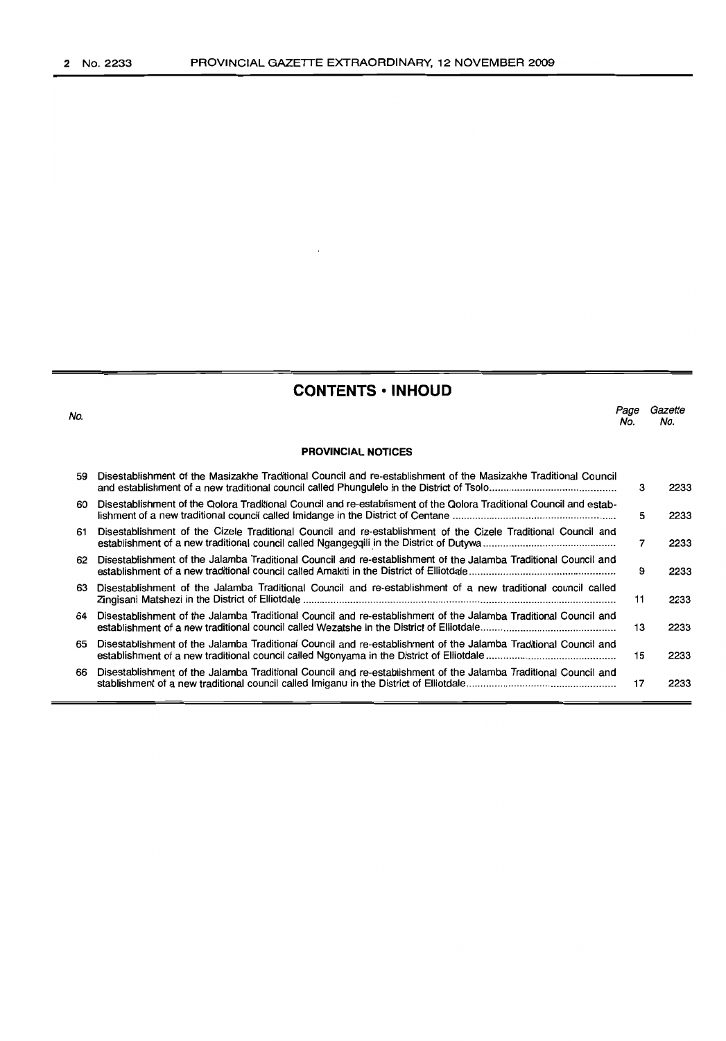## CONTENTS • INHOUD

| No. | | Page No. | Gazette No. |
|---|---|---|---|
| | **PROVINCIAL NOTICES** | | |
| 59 | Disestablishment of the Masizakhe Traditional Council and re-establishment of the Masizakhe Traditional Council and establishment of a new traditional council called Phungulelo in the District of Tsolo | 3 | 2233 |
| 60 | Disestablishment of the Qolora Traditional Council and re-establisment of the Qolora Traditional Council and establishment of a new traditional council called Imidange in the District of Centane | 5 | 2233 |
| 61 | Disestablishment of the Cizele Traditional Council and re-establishment of the Cizele Traditional Council and establishment of a new traditional council called Ngangegqili in the District of Dutywa | 7 | 2233 |
| 62 | Disestablishment of the Jalamba Traditional Council and re-establishment of the Jalamba Traditional Council and establishment of a new traditional council called Amakiti in the District of Elliotdale | 9 | 2233 |
| 63 | Disestablishment of the Jalamba Traditional Council and re-establishment of a new traditional council called Zingisani Matshezi in the District of Elliotdale | 11 | 2233 |
| 64 | Disestablishment of the Jalamba Traditional Council and re-establishment of the Jalamba Traditional Council and establishment of a new traditional council called Wezatshe in the District of Elliotdale | 13 | 2233 |
| 65 | Disestablishment of the Jalamba Traditional Council and re-establishment of the Jalamba Traditional Council and establishment of a new traditional council called Ngonyama in the District of Elliotdale | 15 | 2233 |
| 66 | Disestablishment of the Jalamba Traditional Council and re-establishment of the Jalamba Traditional Council and stablishment of a new traditional council called Imiganu in the District of Elliotdale | 17 | 2233 |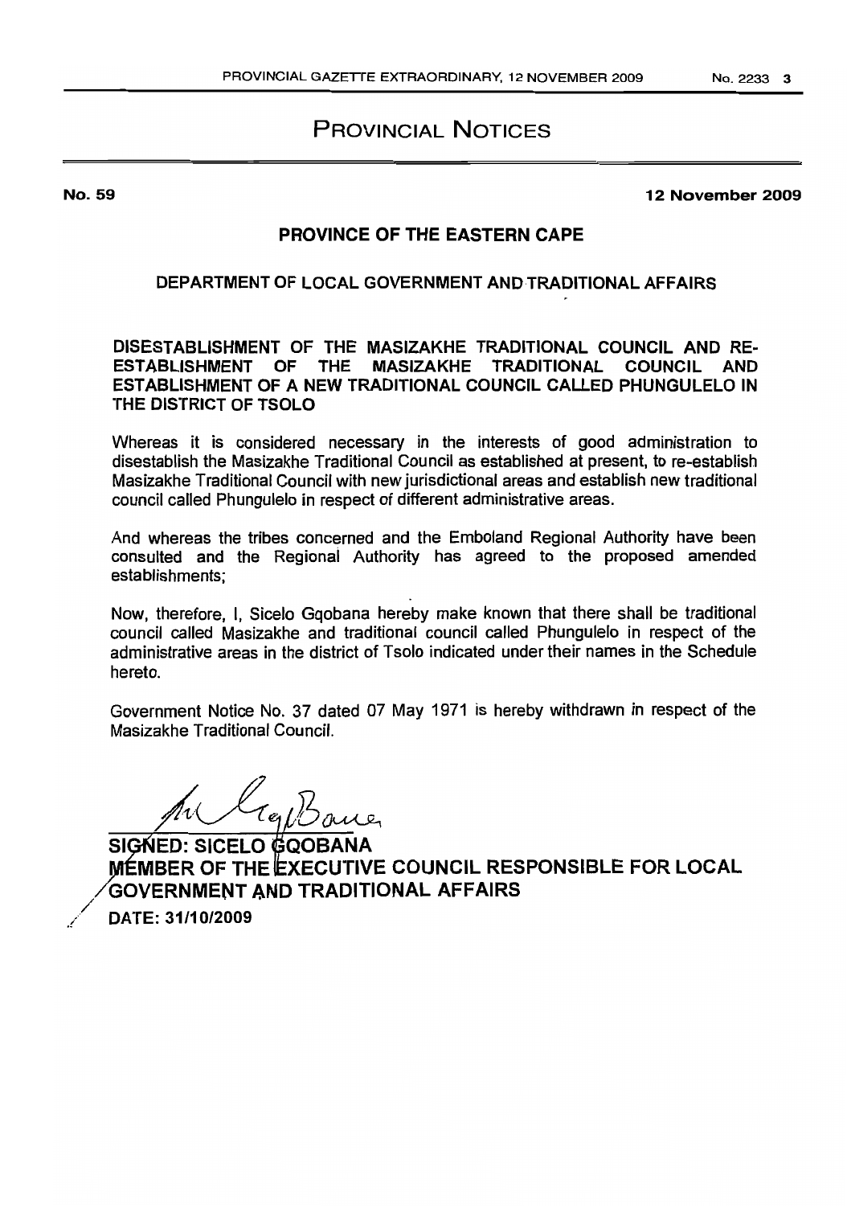# PROVINCIAL NOTICES

**No. 59** **12 November 2009**

## PROVINCE OF THE EASTERN CAPE

### DEPARTMENT OF LOCAL GOVERNMENT AND TRADITIONAL AFFAIRS

**DISESTABLISHMENT OF THE MASIZAKHE TRADITIONAL COUNCIL AND RE-ESTABLISHMENT OF THE MASIZAKHE TRADITIONAL COUNCIL AND ESTABLISHMENT OF A NEW TRADITIONAL COUNCIL CALLED PHUNGULELO IN THE DISTRICT OF TSOLO**

Whereas it is considered necessary in the interests of good administration to disestablish the Masizakhe Traditional Council as established at present, to re-establish Masizakhe Traditional Council with new jurisdictional areas and establish new traditional council called Phungulelo in respect of different administrative areas.

And whereas the tribes concerned and the Emboland Regional Authority have been consulted and the Regional Authority has agreed to the proposed amended establishments;

Now, therefore, I, Sicelo Gqobana hereby make known that there shall be traditional council called Masizakhe and traditional council called Phungulelo in respect of the administrative areas in the district of Tsolo indicated under their names in the Schedule hereto.

Government Notice No. 37 dated 07 May 1971 is hereby withdrawn in respect of the Masizakhe Traditional Council.

**SIGNED: SICELO GQOBANA**
**MEMBER OF THE EXECUTIVE COUNCIL RESPONSIBLE FOR LOCAL GOVERNMENT AND TRADITIONAL AFFAIRS**
**DATE: 31/10/2009**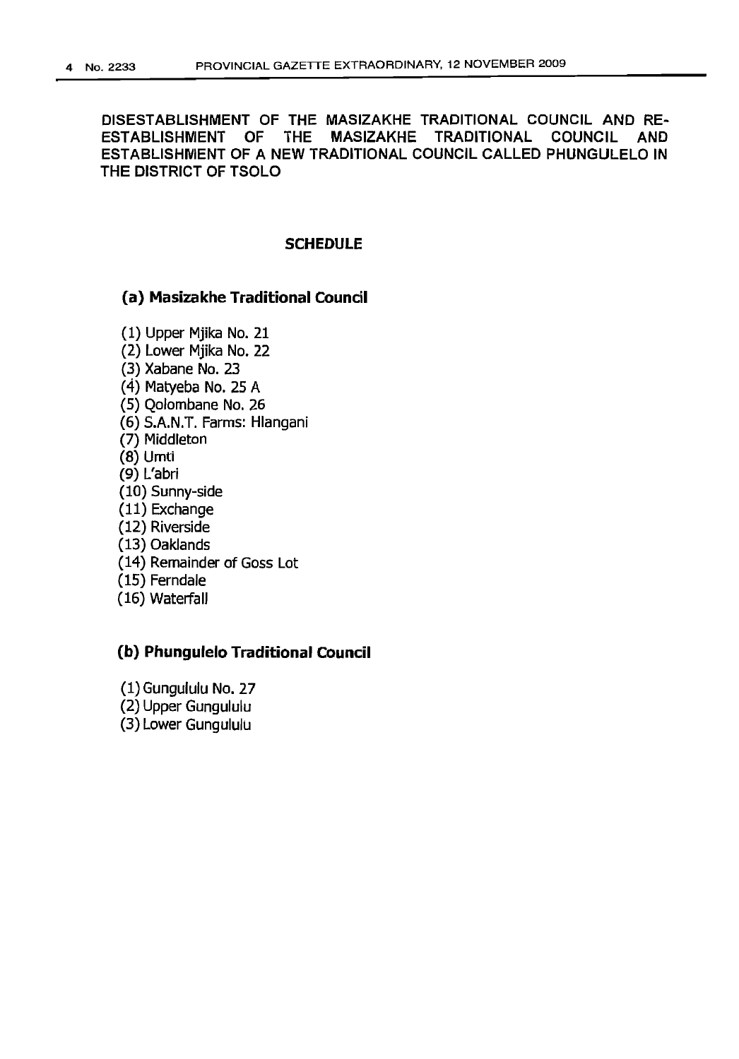# DISESTABLISHMENT OF THE MASIZAKHE TRADITIONAL COUNCIL AND RE-ESTABLISHMENT OF THE MASIZAKHE TRADITIONAL COUNCIL AND ESTABLISHMENT OF A NEW TRADITIONAL COUNCIL CALLED PHUNGULELO IN THE DISTRICT OF TSOLO

## SCHEDULE

### (a) Masizakhe Traditional Council

(1) Upper Mjika No. 21
(2) Lower Mjika No. 22
(3) Xabane No. 23
(4) Matyeba No. 25 A
(5) Qolombane No. 26
(6) S.A.N.T. Farms: Hlangani
(7) Middleton
(8) Umti
(9) L'abri
(10) Sunny-side
(11) Exchange
(12) Riverside
(13) Oaklands
(14) Remainder of Goss Lot
(15) Ferndale
(16) Waterfall

### (b) Phungulelo Traditional Council

(1) Gungululu No. 27
(2) Upper Gungululu
(3) Lower Gungululu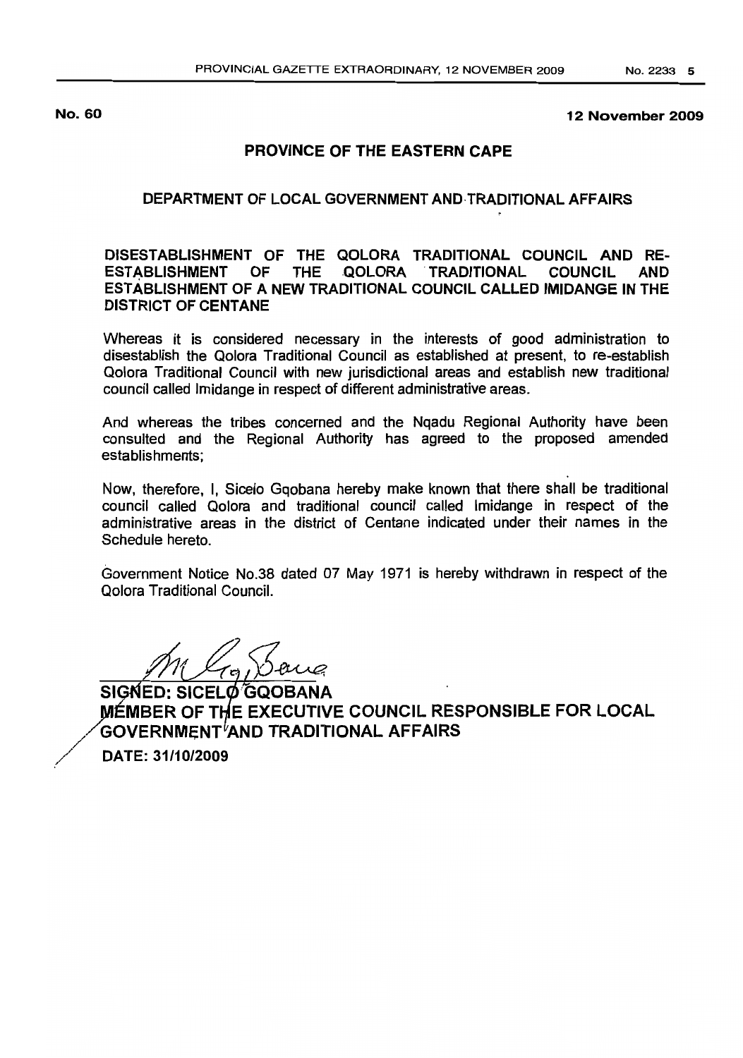**No. 60** **12 November 2009**

## PROVINCE OF THE EASTERN CAPE

### DEPARTMENT OF LOCAL GOVERNMENT AND TRADITIONAL AFFAIRS

**DISESTABLISHMENT OF THE QOLORA TRADITIONAL COUNCIL AND RE-ESTABLISHMENT OF THE QOLORA TRADITIONAL COUNCIL AND ESTABLISHMENT OF A NEW TRADITIONAL COUNCIL CALLED IMIDANGE IN THE DISTRICT OF CENTANE**

Whereas it is considered necessary in the interests of good administration to disestablish the Qolora Traditional Council as established at present, to re-establish Qolora Traditional Council with new jurisdictional areas and establish new traditional council called Imidange in respect of different administrative areas.

And whereas the tribes concerned and the Nqadu Regional Authority have been consulted and the Regional Authority has agreed to the proposed amended establishments;

Now, therefore, I, Sicelo Gqobana hereby make known that there shall be traditional council called Qolora and traditional council called Imidange in respect of the administrative areas in the district of Centane indicated under their names in the Schedule hereto.

Government Notice No.38 dated 07 May 1971 is hereby withdrawn in respect of the Qolora Traditional Council.

**SIGNED: SICELO GQOBANA**
**MEMBER OF THE EXECUTIVE COUNCIL RESPONSIBLE FOR LOCAL GOVERNMENT AND TRADITIONAL AFFAIRS**

**DATE: 31/10/2009**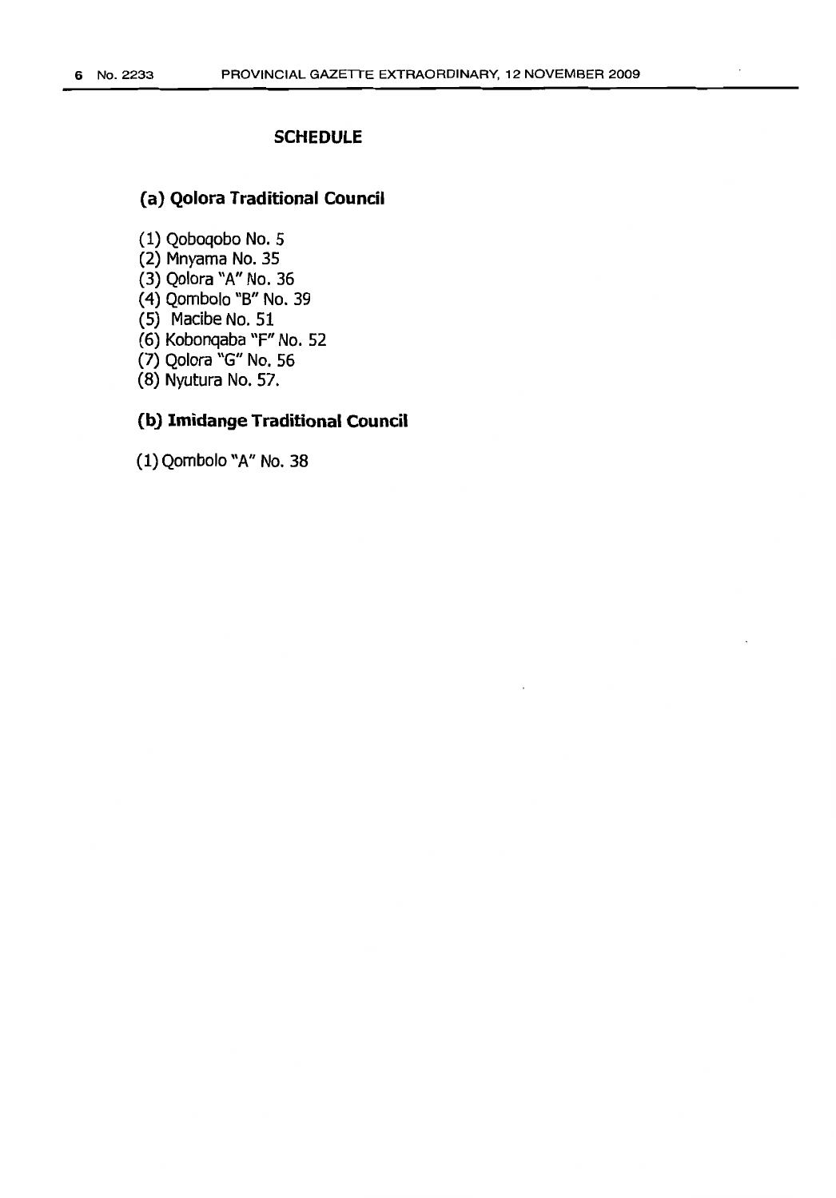## SCHEDULE

### (a) Qolora Traditional Council

(1) Qoboqobo No. 5
(2) Mnyama No. 35
(3) Qolora "A" No. 36
(4) Qombolo "B" No. 39
(5) Macibe No. 51
(6) Kobonqaba "F" No. 52
(7) Qolora "G" No. 56
(8) Nyutura No. 57.

### (b) Imidange Traditional Council

(1) Qombolo "A" No. 38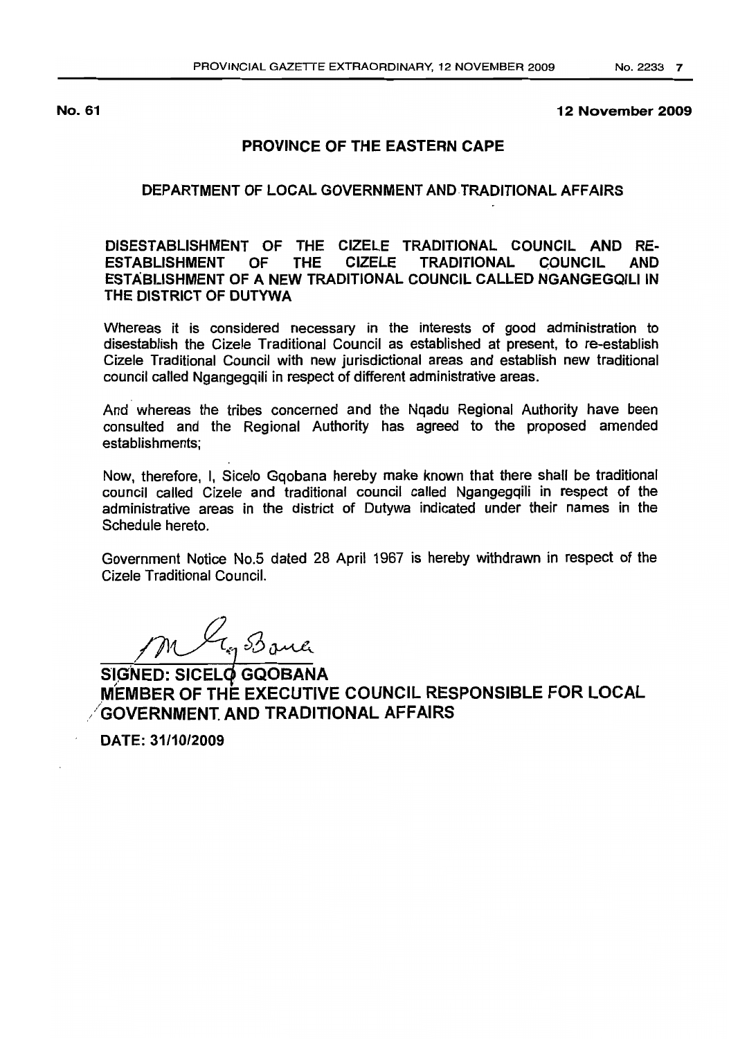**No. 61** **12 November 2009**

## PROVINCE OF THE EASTERN CAPE

### DEPARTMENT OF LOCAL GOVERNMENT AND TRADITIONAL AFFAIRS

### DISESTABLISHMENT OF THE CIZELE TRADITIONAL COUNCIL AND RE-ESTABLISHMENT OF THE CIZELE TRADITIONAL COUNCIL AND ESTABLISHMENT OF A NEW TRADITIONAL COUNCIL CALLED NGANGEGQILI IN THE DISTRICT OF DUTYWA

Whereas it is considered necessary in the interests of good administration to disestablish the Cizele Traditional Council as established at present, to re-establish Cizele Traditional Council with new jurisdictional areas and establish new traditional council called Ngangegqili in respect of different administrative areas.

And whereas the tribes concerned and the Nqadu Regional Authority have been consulted and the Regional Authority has agreed to the proposed amended establishments;

Now, therefore, I, Sicelo Gqobana hereby make known that there shall be traditional council called Cizele and traditional council called Ngangegqili in respect of the administrative areas in the district of Dutywa indicated under their names in the Schedule hereto.

Government Notice No.5 dated 28 April 1967 is hereby withdrawn in respect of the Cizele Traditional Council.

**SIGNED: SICELO GQOBANA**
**MEMBER OF THE EXECUTIVE COUNCIL RESPONSIBLE FOR LOCAL GOVERNMENT AND TRADITIONAL AFFAIRS**

**DATE: 31/10/2009**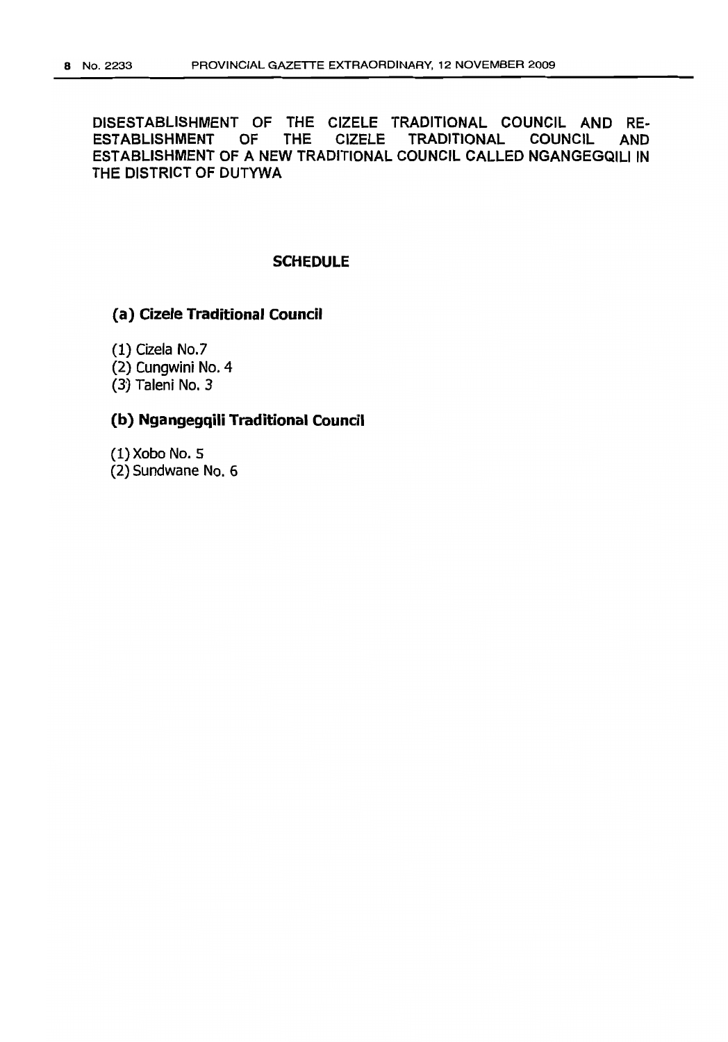DISESTABLISHMENT OF THE CIZELE TRADITIONAL COUNCIL AND RE-ESTABLISHMENT OF THE CIZELE TRADITIONAL COUNCIL AND ESTABLISHMENT OF A NEW TRADITIONAL COUNCIL CALLED NGANGEGQILI IN THE DISTRICT OF DUTYWA

## SCHEDULE

### (a) Cizele Traditional Council

(1) Cizela No.7
(2) Cungwini No. 4
(3) Taleni No. 3

### (b) Ngangegqili Traditional Council

(1) Xobo No. 5
(2) Sundwane No. 6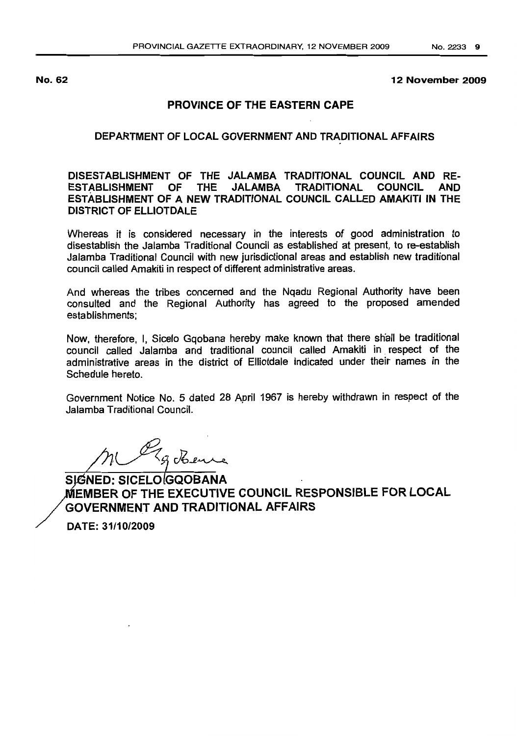**No. 62** **12 November 2009**

## PROVINCE OF THE EASTERN CAPE

### DEPARTMENT OF LOCAL GOVERNMENT AND TRADITIONAL AFFAIRS

### DISESTABLISHMENT OF THE JALAMBA TRADITIONAL COUNCIL AND RE-ESTABLISHMENT OF THE JALAMBA TRADITIONAL COUNCIL AND ESTABLISHMENT OF A NEW TRADITIONAL COUNCIL CALLED AMAKITI IN THE DISTRICT OF ELLIOTDALE

Whereas it is considered necessary in the interests of good administration to disestablish the Jalamba Traditional Council as established at present, to re-establish Jalamba Traditional Council with new jurisdictional areas and establish new traditional council called Amakiti in respect of different administrative areas.

And whereas the tribes concerned and the Nqadu Regional Authority have been consulted and the Regional Authority has agreed to the proposed amended establishments;

Now, therefore, I, Sicelo Gqobana hereby make known that there shall be traditional council called Jalamba and traditional council called Amakiti in respect of the administrative areas in the district of Elliotdale indicated under their names in the Schedule hereto.

Government Notice No. 5 dated 28 April 1967 is hereby withdrawn in respect of the Jalamba Traditional Council.

**SIGNED: SICELO GQOBANA**
**MEMBER OF THE EXECUTIVE COUNCIL RESPONSIBLE FOR LOCAL GOVERNMENT AND TRADITIONAL AFFAIRS**

**DATE: 31/10/2009**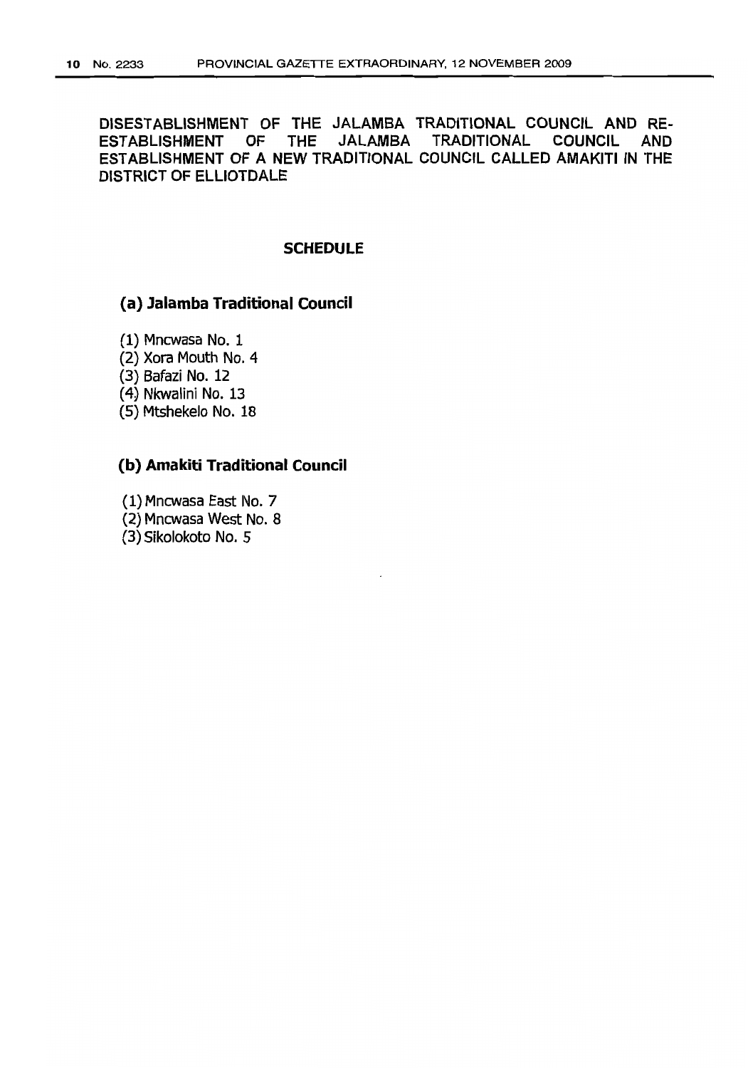DISESTABLISHMENT OF THE JALAMBA TRADITIONAL COUNCIL AND RE-ESTABLISHMENT OF THE JALAMBA TRADITIONAL COUNCIL AND ESTABLISHMENT OF A NEW TRADITIONAL COUNCIL CALLED AMAKITI IN THE DISTRICT OF ELLIOTDALE

## SCHEDULE

### (a) Jalamba Traditional Council

(1) Mncwasa No. 1
(2) Xora Mouth No. 4
(3) Bafazi No. 12
(4) Nkwalini No. 13
(5) Mtshekelo No. 18

### (b) Amakiti Traditional Council

(1) Mncwasa East No. 7
(2) Mncwasa West No. 8
(3) Sikolokoto No. 5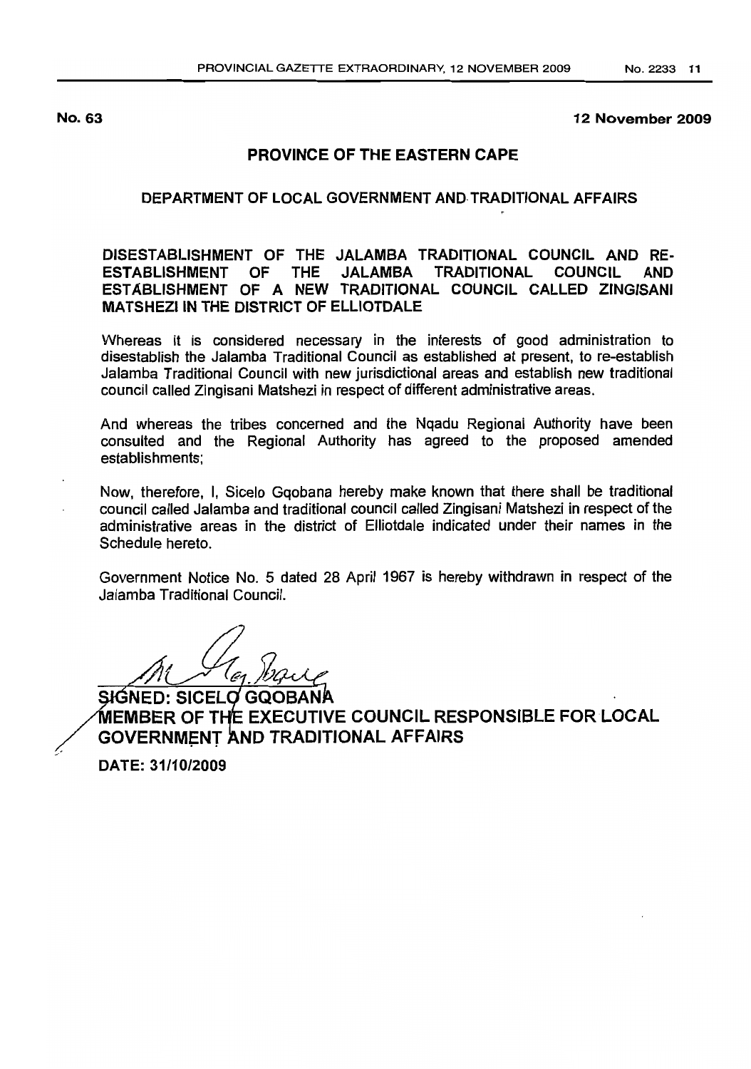**No. 63** **12 November 2009**

## PROVINCE OF THE EASTERN CAPE

### DEPARTMENT OF LOCAL GOVERNMENT AND TRADITIONAL AFFAIRS

### DISESTABLISHMENT OF THE JALAMBA TRADITIONAL COUNCIL AND RE-ESTABLISHMENT OF THE JALAMBA TRADITIONAL COUNCIL AND ESTABLISHMENT OF A NEW TRADITIONAL COUNCIL CALLED ZINGISANI MATSHEZI IN THE DISTRICT OF ELLIOTDALE

Whereas it is considered necessary in the interests of good administration to disestablish the Jalamba Traditional Council as established at present, to re-establish Jalamba Traditional Council with new jurisdictional areas and establish new traditional council called Zingisani Matshezi in respect of different administrative areas.

And whereas the tribes concerned and the Nqadu Regional Authority have been consulted and the Regional Authority has agreed to the proposed amended establishments;

Now, therefore, I, Sicelo Gqobana hereby make known that there shall be traditional council called Jalamba and traditional council called Zingisani Matshezi in respect of the administrative areas in the district of Elliotdale indicated under their names in the Schedule hereto.

Government Notice No. 5 dated 28 April 1967 is hereby withdrawn in respect of the Jalamba Traditional Council.

**SIGNED: SICELO GQOBANA**
**MEMBER OF THE EXECUTIVE COUNCIL RESPONSIBLE FOR LOCAL GOVERNMENT AND TRADITIONAL AFFAIRS**

**DATE: 31/10/2009**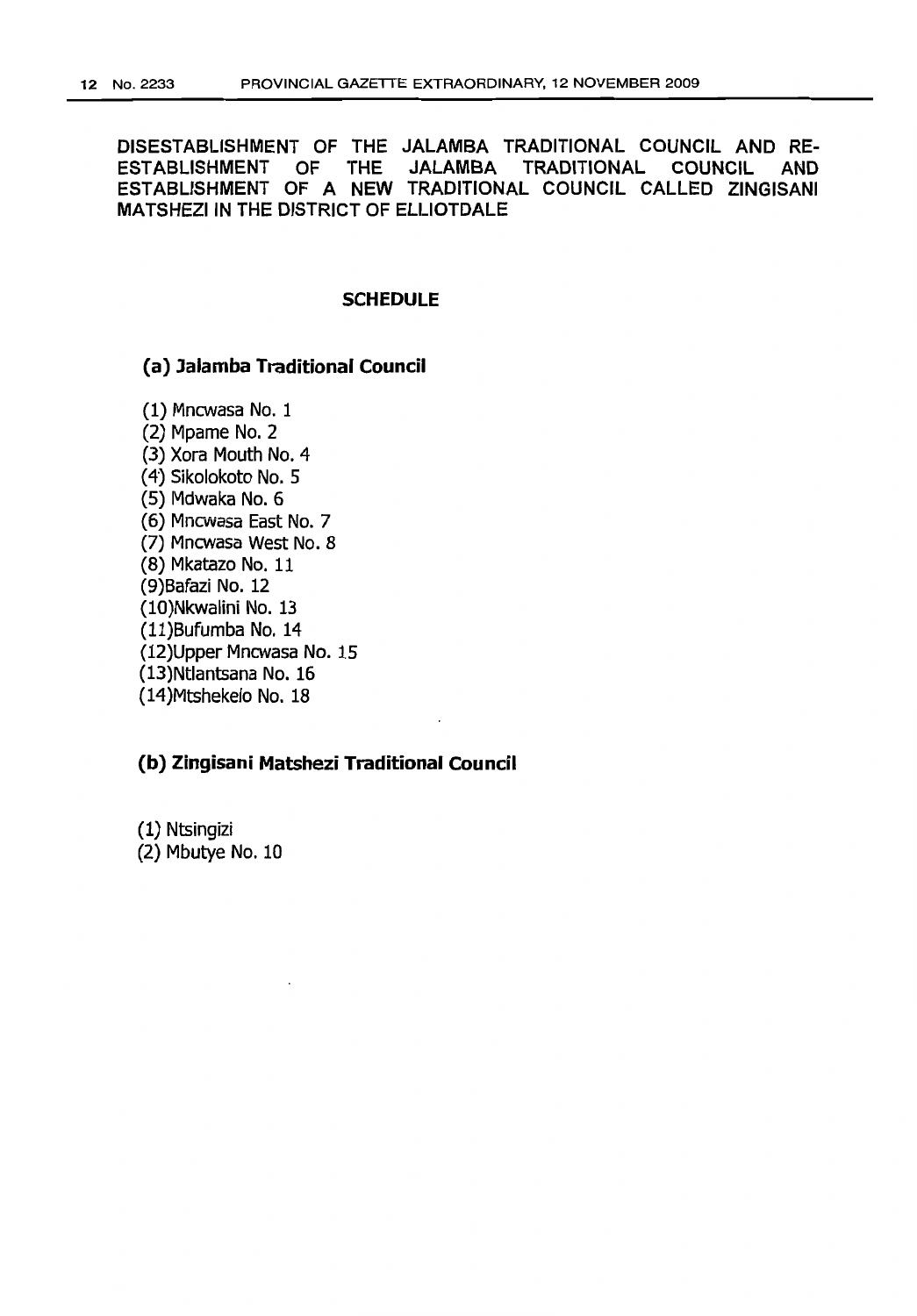DISESTABLISHMENT OF THE JALAMBA TRADITIONAL COUNCIL AND RE-ESTABLISHMENT OF THE JALAMBA TRADITIONAL COUNCIL AND ESTABLISHMENT OF A NEW TRADITIONAL COUNCIL CALLED ZINGISANI MATSHEZI IN THE DISTRICT OF ELLIOTDALE

## SCHEDULE

### (a) Jalamba Traditional Council

(1) Mncwasa No. 1
(2) Mpame No. 2
(3) Xora Mouth No. 4
(4) Sikolokoto No. 5
(5) Mdwaka No. 6
(6) Mncwasa East No. 7
(7) Mncwasa West No. 8
(8) Mkatazo No. 11
(9)Bafazi No. 12
(10)Nkwalini No. 13
(11)Bufumba No. 14
(12)Upper Mncwasa No. 15
(13)Ntlantsana No. 16
(14)Mtshekelo No. 18

### (b) Zingisani Matshezi Traditional Council

(1) Ntsingizi
(2) Mbutye No. 10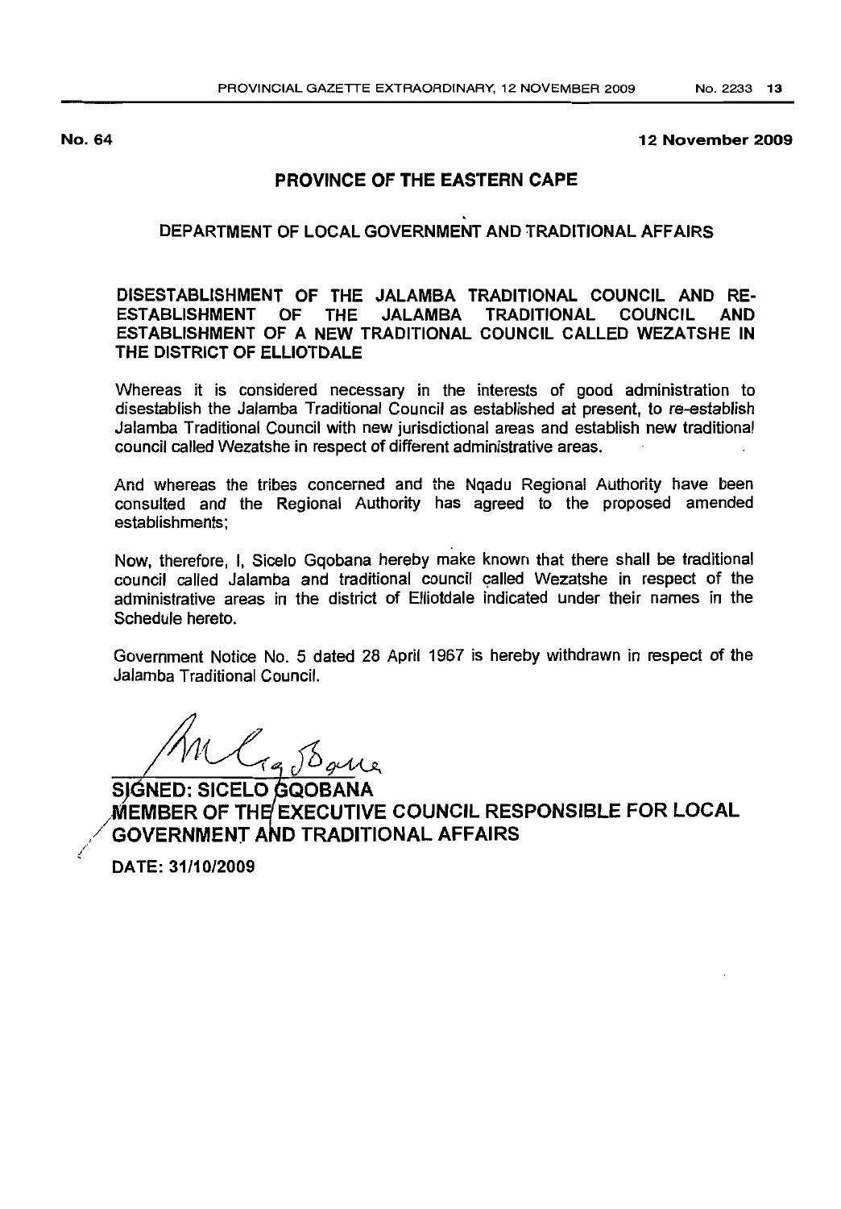**No. 64** **12 November 2009**

## PROVINCE OF THE EASTERN CAPE

### DEPARTMENT OF LOCAL GOVERNMENT AND TRADITIONAL AFFAIRS

**DISESTABLISHMENT OF THE JALAMBA TRADITIONAL COUNCIL AND RE-ESTABLISHMENT OF THE JALAMBA TRADITIONAL COUNCIL AND ESTABLISHMENT OF A NEW TRADITIONAL COUNCIL CALLED WEZATSHE IN THE DISTRICT OF ELLIOTDALE**

Whereas it is considered necessary in the interests of good administration to disestablish the Jalamba Traditional Council as established at present, to re-establish Jalamba Traditional Council with new jurisdictional areas and establish new traditional council called Wezatshe in respect of different administrative areas.

And whereas the tribes concerned and the Nqadu Regional Authority have been consulted and the Regional Authority has agreed to the proposed amended establishments;

Now, therefore, I, Sicelo Gqobana hereby make known that there shall be traditional council called Jalamba and traditional council called Wezatshe in respect of the administrative areas in the district of Elliotdale indicated under their names in the Schedule hereto.

Government Notice No. 5 dated 28 April 1967 is hereby withdrawn in respect of the Jalamba Traditional Council.

**SIGNED: SICELO GQOBANA**
**MEMBER OF THE EXECUTIVE COUNCIL RESPONSIBLE FOR LOCAL GOVERNMENT AND TRADITIONAL AFFAIRS**

**DATE: 31/10/2009**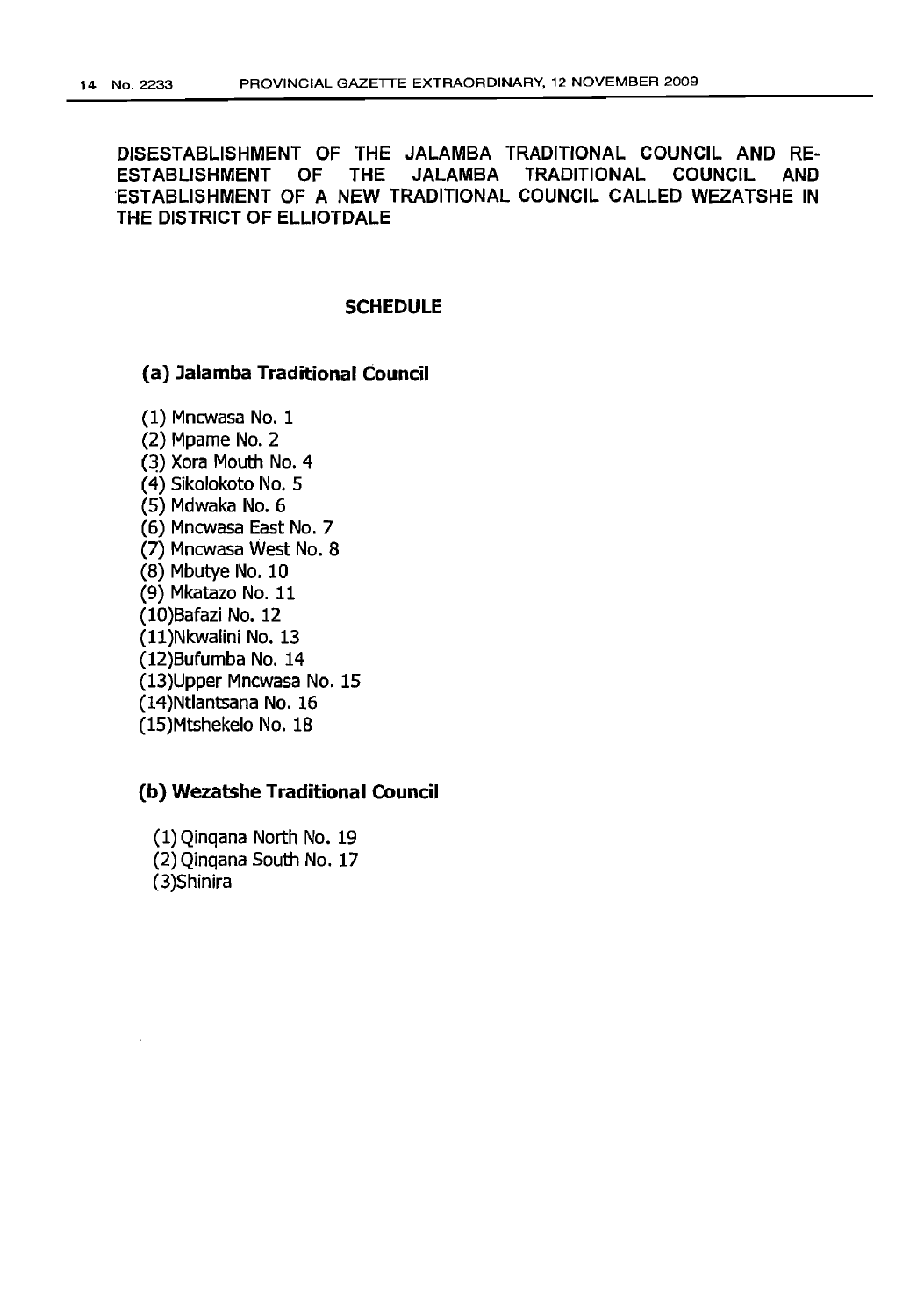DISESTABLISHMENT OF THE JALAMBA TRADITIONAL COUNCIL AND RE-ESTABLISHMENT OF THE JALAMBA TRADITIONAL COUNCIL AND ESTABLISHMENT OF A NEW TRADITIONAL COUNCIL CALLED WEZATSHE IN THE DISTRICT OF ELLIOTDALE

## SCHEDULE

### (a) Jalamba Traditional Council

(1) Mncwasa No. 1
(2) Mpame No. 2
(3) Xora Mouth No. 4
(4) Sikolokoto No. 5
(5) Mdwaka No. 6
(6) Mncwasa East No. 7
(7) Mncwasa West No. 8
(8) Mbutye No. 10
(9) Mkatazo No. 11
(10)Bafazi No. 12
(11)Nkwalini No. 13
(12)Bufumba No. 14
(13)Upper Mncwasa No. 15
(14)Ntlantsana No. 16
(15)Mtshekelo No. 18

### (b) Wezatshe Traditional Council

(1) Qinqana North No. 19
(2) Qinqana South No. 17
(3)Shinira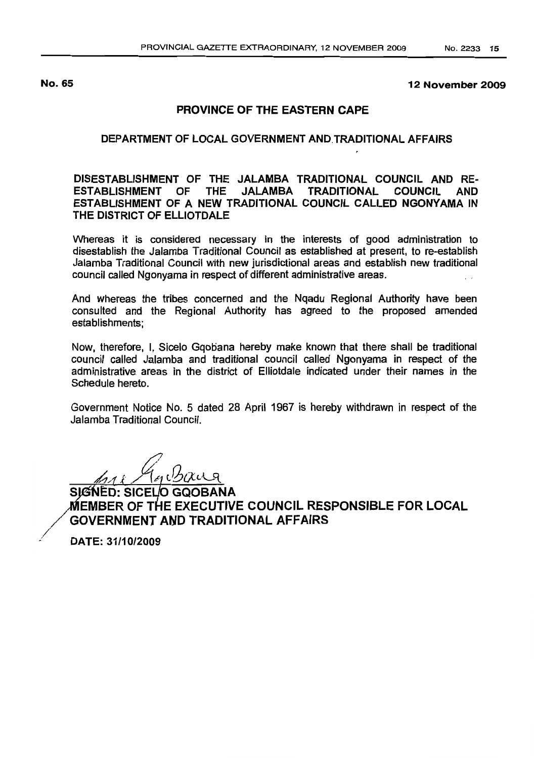**No. 65** **12 November 2009**

## PROVINCE OF THE EASTERN CAPE

### DEPARTMENT OF LOCAL GOVERNMENT AND TRADITIONAL AFFAIRS

**DISESTABLISHMENT OF THE JALAMBA TRADITIONAL COUNCIL AND RE-ESTABLISHMENT OF THE JALAMBA TRADITIONAL COUNCIL AND ESTABLISHMENT OF A NEW TRADITIONAL COUNCIL CALLED NGONYAMA IN THE DISTRICT OF ELLIOTDALE**

Whereas it is considered necessary in the interests of good administration to disestablish the Jalamba Traditional Council as established at present, to re-establish Jalamba Traditional Council with new jurisdictional areas and establish new traditional council called Ngonyama in respect of different administrative areas.

And whereas the tribes concerned and the Nqadu Regional Authority have been consulted and the Regional Authority has agreed to the proposed amended establishments;

Now, therefore, I, Sicelo Gqobana hereby make known that there shall be traditional council called Jalamba and traditional council called Ngonyama in respect of the administrative areas in the district of Elliotdale indicated under their names in the Schedule hereto.

Government Notice No. 5 dated 28 April 1967 is hereby withdrawn in respect of the Jalamba Traditional Council.

**SIGNED: SICELO GQOBANA**
**MEMBER OF THE EXECUTIVE COUNCIL RESPONSIBLE FOR LOCAL GOVERNMENT AND TRADITIONAL AFFAIRS**

**DATE: 31/10/2009**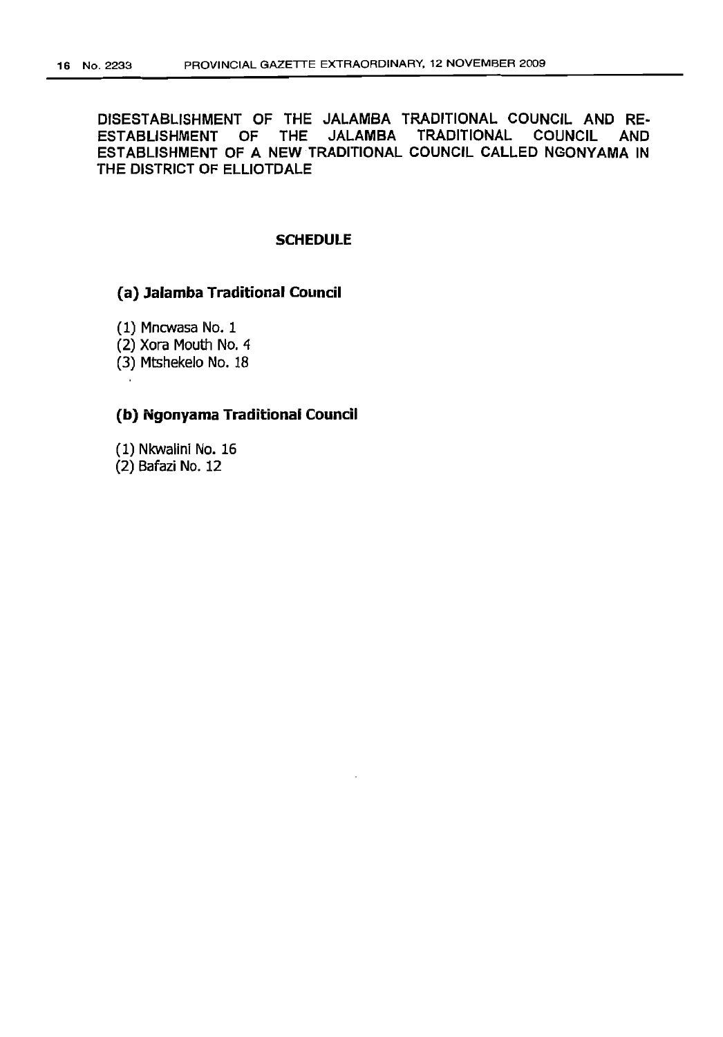**DISESTABLISHMENT OF THE JALAMBA TRADITIONAL COUNCIL AND RE-ESTABLISHMENT OF THE JALAMBA TRADITIONAL COUNCIL AND ESTABLISHMENT OF A NEW TRADITIONAL COUNCIL CALLED NGONYAMA IN THE DISTRICT OF ELLIOTDALE**

## SCHEDULE

### (a) Jalamba Traditional Council

(1) Mncwasa No. 1
(2) Xora Mouth No. 4
(3) Mtshekelo No. 18

### (b) Ngonyama Traditional Council

(1) Nkwalini No. 16
(2) Bafazi No. 12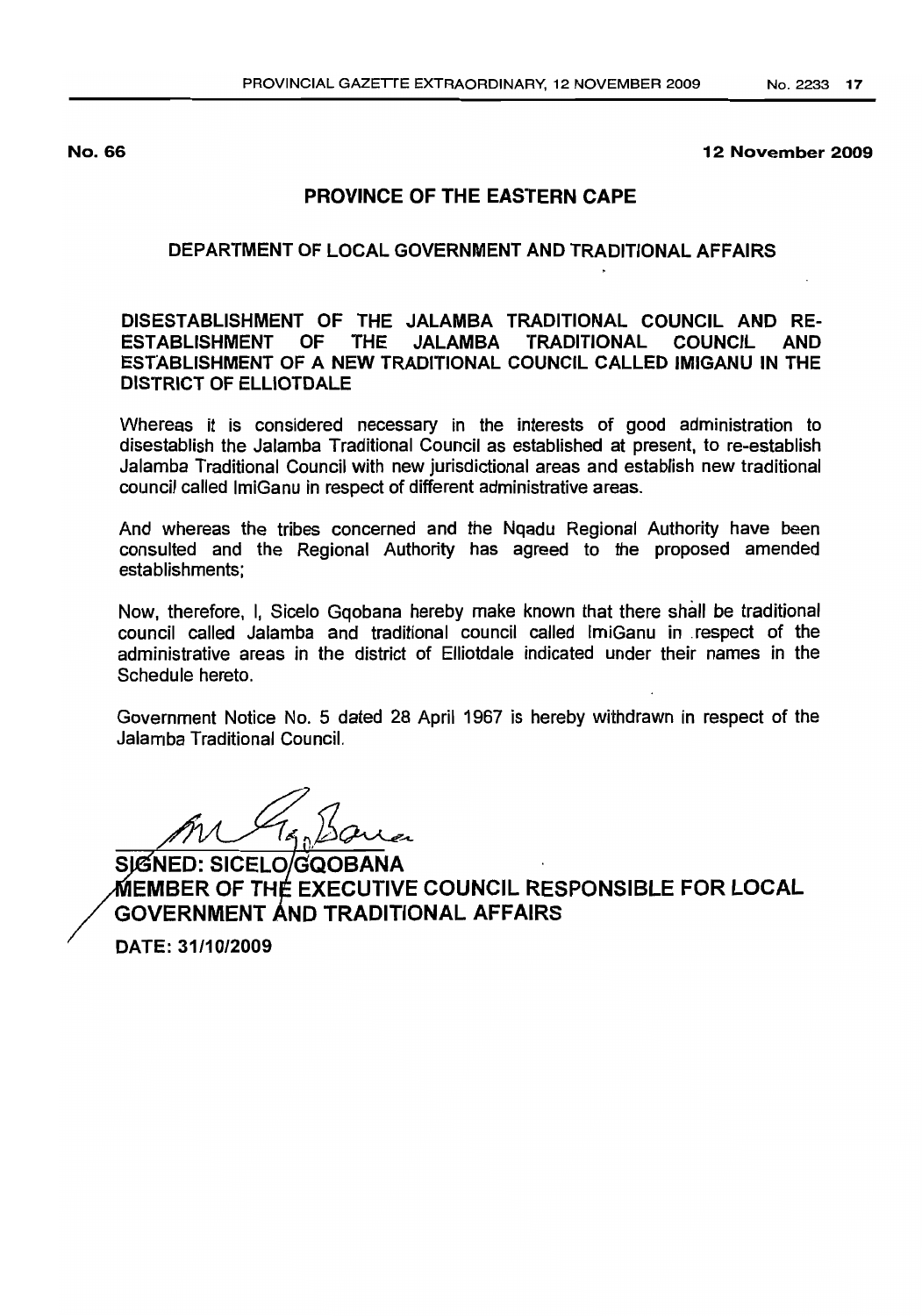**No. 66** **12 November 2009**

## PROVINCE OF THE EASTERN CAPE

### DEPARTMENT OF LOCAL GOVERNMENT AND TRADITIONAL AFFAIRS

**DISESTABLISHMENT OF THE JALAMBA TRADITIONAL COUNCIL AND RE-ESTABLISHMENT OF THE JALAMBA TRADITIONAL COUNCIL AND ESTABLISHMENT OF A NEW TRADITIONAL COUNCIL CALLED IMIGANU IN THE DISTRICT OF ELLIOTDALE**

Whereas it is considered necessary in the interests of good administration to disestablish the Jalamba Traditional Council as established at present, to re-establish Jalamba Traditional Council with new jurisdictional areas and establish new traditional council called ImiGanu in respect of different administrative areas.

And whereas the tribes concerned and the Nqadu Regional Authority have been consulted and the Regional Authority has agreed to the proposed amended establishments;

Now, therefore, I, Sicelo Gqobana hereby make known that there shall be traditional council called Jalamba and traditional council called ImiGanu in respect of the administrative areas in the district of Elliotdale indicated under their names in the Schedule hereto.

Government Notice No. 5 dated 28 April 1967 is hereby withdrawn in respect of the Jalamba Traditional Council.

**SIGNED: SICELO GQOBANA**
**MEMBER OF THE EXECUTIVE COUNCIL RESPONSIBLE FOR LOCAL GOVERNMENT AND TRADITIONAL AFFAIRS**

**DATE: 31/10/2009**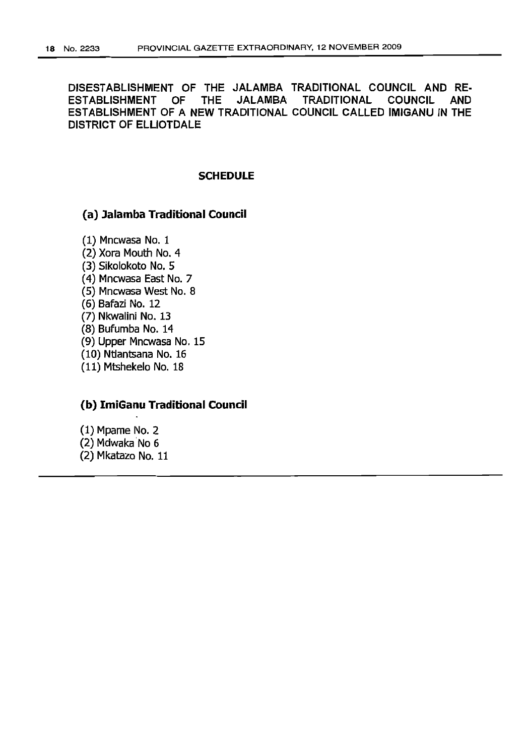DISESTABLISHMENT OF THE JALAMBA TRADITIONAL COUNCIL AND RE-ESTABLISHMENT OF THE JALAMBA TRADITIONAL COUNCIL AND ESTABLISHMENT OF A NEW TRADITIONAL COUNCIL CALLED IMIGANU IN THE DISTRICT OF ELLIOTDALE

## SCHEDULE

### (a) Jalamba Traditional Council

(1) Mncwasa No. 1
(2) Xora Mouth No. 4
(3) Sikolokoto No. 5
(4) Mncwasa East No. 7
(5) Mncwasa West No. 8
(6) Bafazi No. 12
(7) Nkwalini No. 13
(8) Bufumba No. 14
(9) Upper Mncwasa No. 15
(10) Ntlantsana No. 16
(11) Mtshekelo No. 18

### (b) ImiGanu Traditional Council

(1) Mpame No. 2
(2) Mdwaka No 6
(2) Mkatazo No. 11